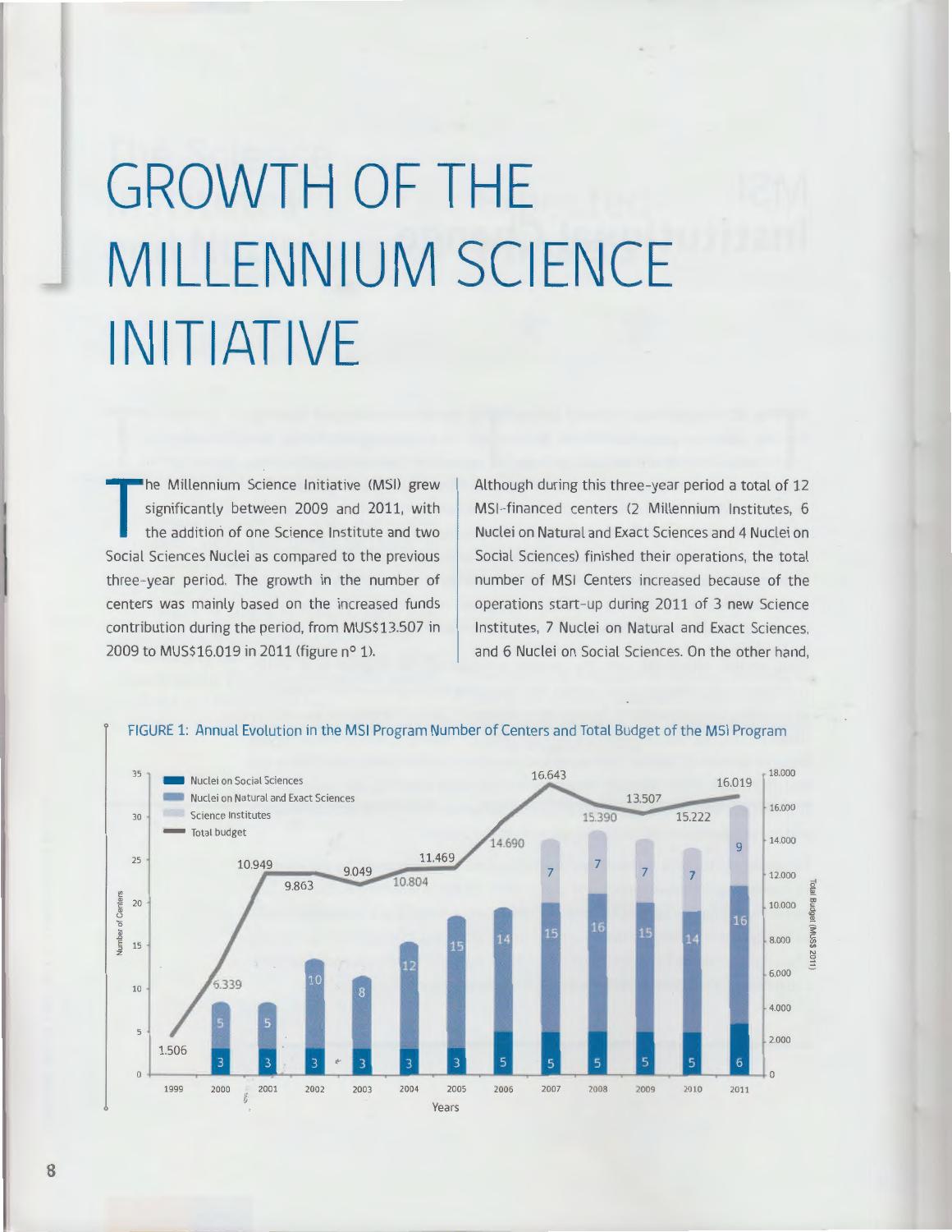# GROWTH OF THE MILLENNIUM SCIENCE INITIATIVE

The Millennium Science Initiative (MSI) grew significantly between 2009 and 2011, with the addition of one Science Institute and two Social Sciences Nuclei as compared to the previous three-year period. The growth in the number of centers was mainly based on the increased funds contribution during the period, from MUS$13.507 in 2009 to MUS$16.019 in 2011 (figure n° 1).

Although during this three-year period a total of 12 MSI-financed centers (2 Millennium Institutes, 6 Nuclei on Natural and Exact Sciences and 4 Nuclei on Social Sciences) finished their operations, the total number of MSI Centers increased because of the operations start-up during 2011 of 3 new Science Institutes, 7 Nuclei on Natural and Exact Sciences, and 6 Nuclei on Social Sciences. On the other hand,

FIGURE 1: Annual Evolution in the MSI Program Number of Centers and Total Budget of the MSI Program

| Years | Nuclei on Social Sciences | Nuclei on Natural and Exact Sciences | Science Institutes | Total budget (MUS$ 2011) |
|---|---|---|---|---|
| 1999 | | | | 1.506 |
| 2000 | 3 | 5 | | 6.339 |
| 2001 | 3 | 5 | | 10.949 |
| 2002 | 3 | 10 | | 9.863 |
| 2003 | 3 | 8 | | 9.049 |
| 2004 | 3 | 12 | | 10.804 |
| 2005 | 3 | 15 | | 11.469 |
| 2006 | 5 | 14 | | 14.690 |
| 2007 | 5 | 15 | 7 | 16.643 |
| 2008 | 5 | 16 | 7 | 15.390 |
| 2009 | 5 | 15 | 7 | 13.507 |
| 2010 | 5 | 14 | 7 | 15.222 |
| 2011 | 6 | 16 | 9 | 16.019 |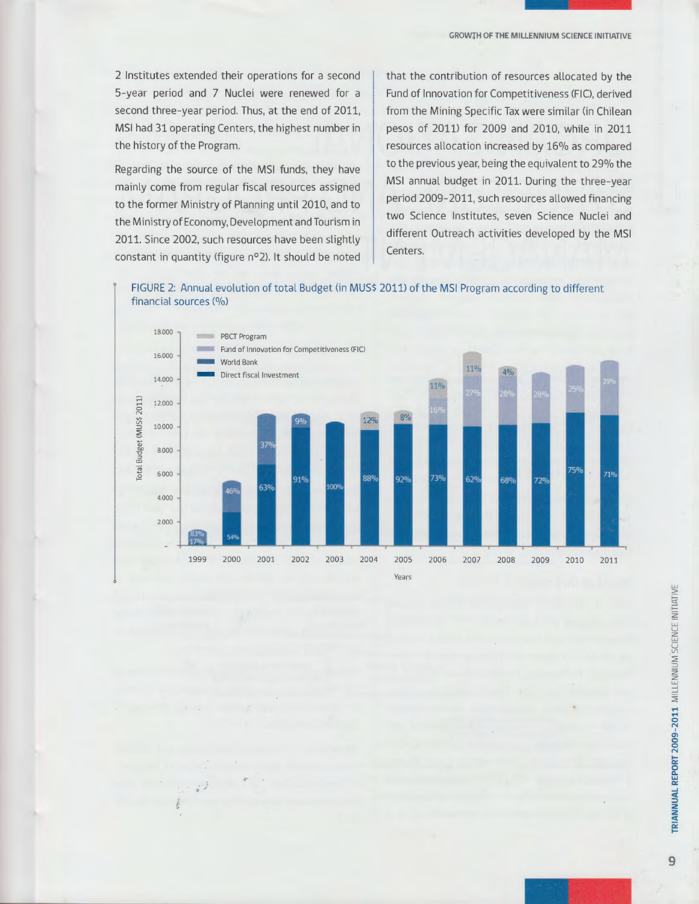2 Institutes extended their operations for a second 5-year period and 7 Nuclei were renewed for a second three-year period. Thus, at the end of 2011, MSI had 31 operating Centers, the highest number in the history of the Program.

Regarding the source of the MSI funds, they have mainly come from regular fiscal resources assigned to the former Ministry of Planning until 2010, and to the Ministry of Economy, Development and Tourism in 2011. Since 2002, such resources have been slightly constant in quantity (figure n°2). It should be noted that the contribution of resources allocated by the Fund of Innovation for Competitiveness (FIC), derived from the Mining Specific Tax were similar (in Chilean pesos of 2011) for 2009 and 2010, while in 2011 resources allocation increased by 16% as compared to the previous year, being the equivalent to 29% the MSI annual budget in 2011. During the three-year period 2009-2011, such resources allowed financing two Science Institutes, seven Science Nuclei and different Outreach activities developed by the MSI Centers.

FIGURE 2: Annual evolution of total Budget (in MUS$ 2011) of the MSI Program according to different financial sources (%)

PBCT Program
Fund of Innovation for Competitiveness (FIC)
World Bank
Direct fiscal Investment

Total Budget (MUS$ 2011)

18.000
16.000
14.000
12.000
10.000
8.000
6.000
4.000
2.000
-

1999: 83%, 17%
2000: 46%, 54%
2001: 37%, 63%
2002: 9%, 91%
2003: 100%
2004: 12%, 88%
2005: 8%, 92%
2006: 11%, 16%, 73%
2007: 11%, 27%, 62%
2008: 4%, 28%, 68%
2009: 28%, 72%
2010: 25%, 75%
2011: 29%, 71%

Years